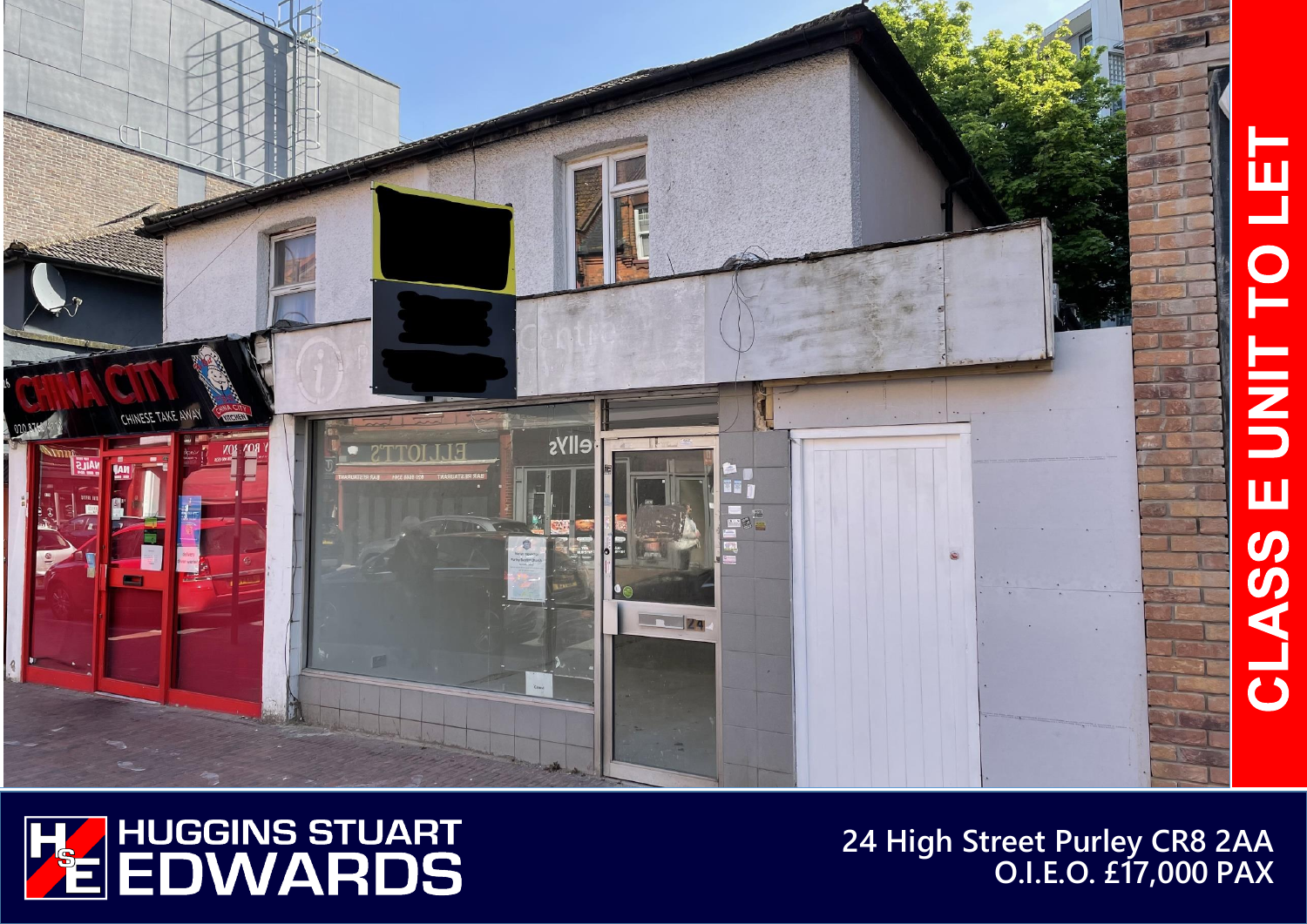# CLASS E UNIT TO LET

HUGGINS STUART EDWARDS

24 High Street Purley CR8 2AA

O.I.E.O. £17,000 PAX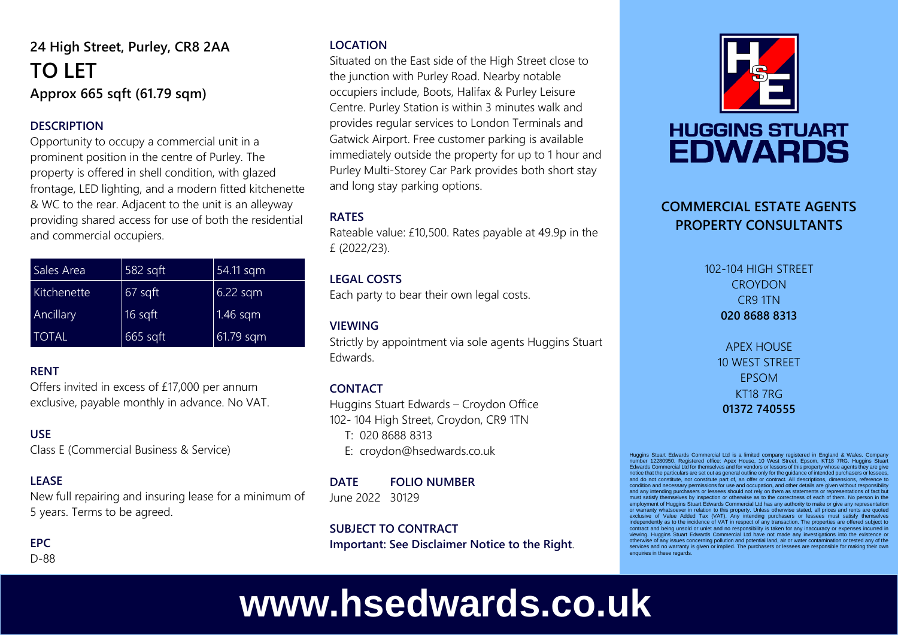# 24 High Street, Purley, CR8 2AA

## TO LET

### Approx 665 sqft (61.79 sqm)

### DESCRIPTION

Opportunity to occupy a commercial unit in a prominent position in the centre of Purley. The property is offered in shell condition, with glazed frontage, LED lighting, and a modern fitted kitchenette & WC to the rear. Adjacent to the unit is an alleyway providing shared access for use of both the residential and commercial occupiers.

| | | |
|---|---|---|
| Sales Area | 582 sqft | 54.11 sqm |
| Kitchenette | 67 sqft | 6.22 sqm |
| Ancillary | 16 sqft | 1.46 sqm |
| TOTAL | 665 sqft | 61.79 sqm |

### RENT

Offers invited in excess of £17,000 per annum exclusive, payable monthly in advance. No VAT.

### USE

Class E (Commercial Business & Service)

### LEASE

New full repairing and insuring lease for a minimum of 5 years. Terms to be agreed.

### EPC

D-88

### LOCATION

Situated on the East side of the High Street close to the junction with Purley Road. Nearby notable occupiers include, Boots, Halifax & Purley Leisure Centre. Purley Station is within 3 minutes walk and provides regular services to London Terminals and Gatwick Airport. Free customer parking is available immediately outside the property for up to 1 hour and Purley Multi-Storey Car Park provides both short stay and long stay parking options.

### RATES

Rateable value: £10,500. Rates payable at 49.9p in the £ (2022/23).

### LEGAL COSTS

Each party to bear their own legal costs.

### VIEWING

Strictly by appointment via sole agents Huggins Stuart Edwards.

### CONTACT

Huggins Stuart Edwards – Croydon Office
102- 104 High Street, Croydon, CR9 1TN
T: 020 8688 8313
E: croydon@hsedwards.co.uk

**DATE** June 2022 **FOLIO NUMBER** 30129

### SUBJECT TO CONTRACT

**Important: See Disclaimer Notice to the Right.**

HUGGINS STUART EDWARDS

**COMMERCIAL ESTATE AGENTS**
**PROPERTY CONSULTANTS**

102-104 HIGH STREET
CROYDON
CR9 1TN
**020 8688 8313**

APEX HOUSE
10 WEST STREET
EPSOM
KT18 7RG
**01372 740555**

Huggins Stuart Edwards Commercial Ltd is a limited company registered in England & Wales. Company number 12280950. Registered office: Apex House, 10 West Street, Epsom, KT18 7RG. Huggins Stuart Edwards Commercial Ltd for themselves and for vendors or lessors of this property whose agents they are give notice that the particulars are set out as general outline only for the guidance of intended purchasers or lessees, and do not constitute, nor constitute part of, an offer or contract. All descriptions, dimensions, reference to condition and necessary permissions for use and occupation, and other details are given without responsibility and any intending purchasers or lessees should not rely on them as statements or representations of fact but must satisfy themselves by inspection or otherwise as to the correctness of each of them. No person in the employment of Huggins Stuart Edwards Commercial Ltd has any authority to make or give any representation or warranty whatsoever in relation to this property. Unless otherwise stated, all prices and rents are quoted exclusive of Value Added Tax (VAT). Any intending purchasers or lessees must satisfy themselves independently as to the incidence of VAT in respect of any transaction. The properties are offered subject to contract and being unsold or unlet and no responsibility is taken for any inaccuracy or expenses incurred in viewing. Huggins Stuart Edwards Commercial Ltd have not made any investigations into the existence or otherwise of any issues concerning pollution and potential land, air or water contamination or tested any of the services and no warranty is given or implied. The purchasers or lessees are responsible for making their own enquiries in these regards.

**www.hsedwards.co.uk**